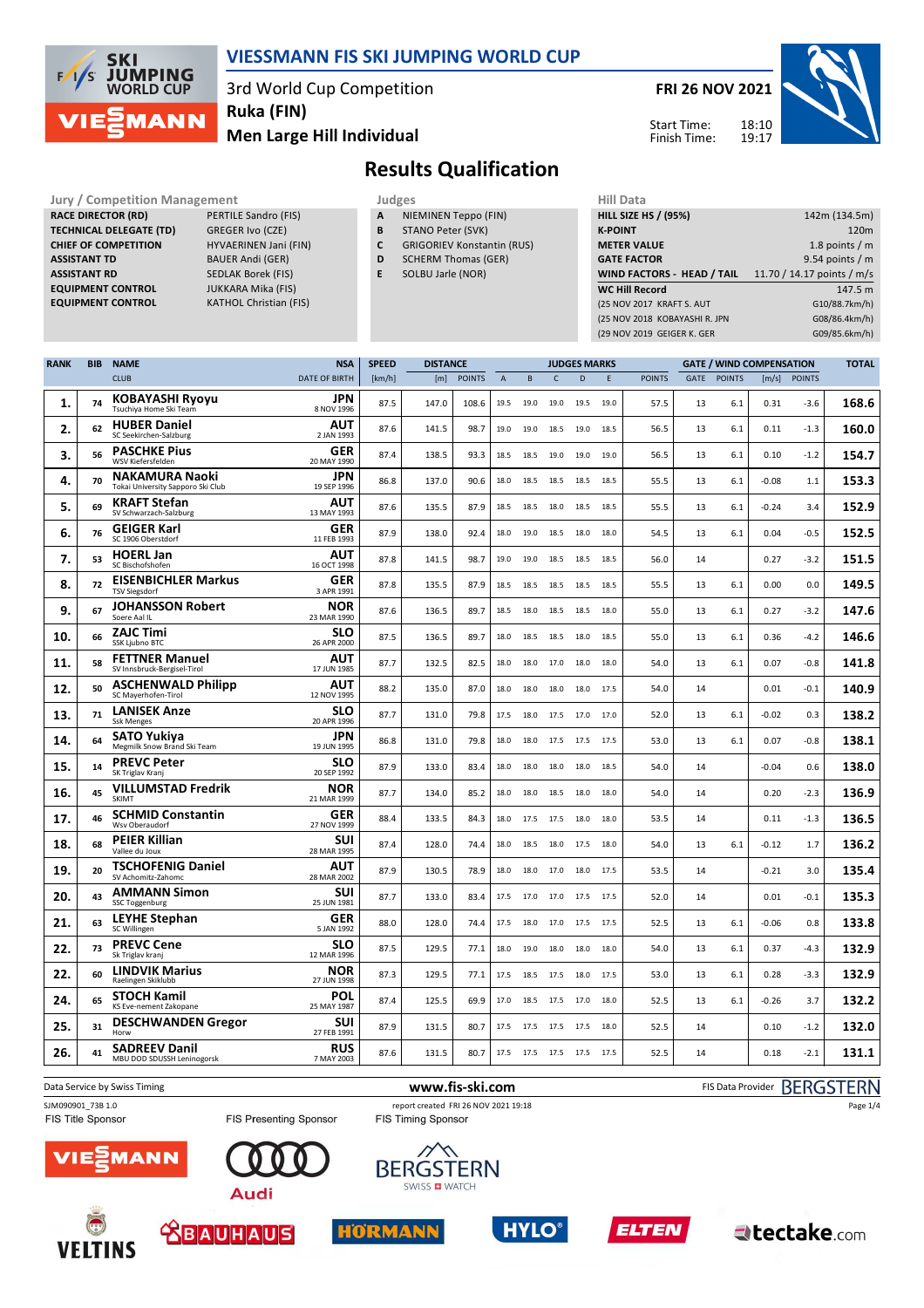# VIESSMANN FIS SKI JUMPING WORLD CUP

3rd World Cup Competition
Ruka (FIN)
Men Large Hill Individual

FRI 26 NOV 2021

Start Time: 18:10
Finish Time: 19:17

## Results Qualification

**Jury / Competition Management**

| | |
|---|---|
| RACE DIRECTOR (RD) | PERTILE Sandro (FIS) |
| TECHNICAL DELEGATE (TD) | GREGER Ivo (CZE) |
| CHIEF OF COMPETITION | HYVAERINEN Jani (FIN) |
| ASSISTANT TD | BAUER Andi (GER) |
| ASSISTANT RD | SEDLAK Borek (FIS) |
| EQUIPMENT CONTROL | JUKKARA Mika (FIS) |
| EQUIPMENT CONTROL | KATHOL Christian (FIS) |

**Judges**

| | |
|---|---|
| A | NIEMINEN Teppo (FIN) |
| B | STANO Peter (SVK) |
| C | GRIGORIEV Konstantin (RUS) |
| D | SCHERM Thomas (GER) |
| E | SOLBU Jarle (NOR) |

**Hill Data**

| | |
|---|---|
| HILL SIZE HS / (95%) | 142m (134.5m) |
| K-POINT | 120m |
| METER VALUE | 1.8 points / m |
| GATE FACTOR | 9.54 points / m |
| WIND FACTORS - HEAD / TAIL | 11.70 / 14.17 points / m/s |
| WC Hill Record | 147.5 m |
| (25 NOV 2017 KRAFT S. AUT | G10/88.7km/h) |
| (25 NOV 2018 KOBAYASHI R. JPN | G08/86.4km/h) |
| (29 NOV 2019 GEIGER K. GER | G09/85.6km/h) |

| RANK | BIB | NAME / CLUB | NSA / DATE OF BIRTH | SPEED [km/h] | DISTANCE [m] | DISTANCE POINTS | A | B | C | D | E | JUDGES POINTS | GATE | GATE POINTS | WIND [m/s] | WIND POINTS | TOTAL |
|---|---|---|---|---|---|---|---|---|---|---|---|---|---|---|---|---|---|
| 1. | 74 | KOBAYASHI Ryoyu / Tsuchiya Home Ski Team | JPN / 8 NOV 1996 | 87.5 | 147.0 | 108.6 | 19.5 | 19.0 | 19.0 | 19.5 | 19.0 | 57.5 | 13 | 6.1 | 0.31 | -3.6 | 168.6 |
| 2. | 62 | HUBER Daniel / SC Seekirchen-Salzburg | AUT / 2 JAN 1993 | 87.6 | 141.5 | 98.7 | 19.0 | 19.0 | 18.5 | 19.0 | 18.5 | 56.5 | 13 | 6.1 | 0.11 | -1.3 | 160.0 |
| 3. | 56 | PASCHKE Pius / WSV Kiefersfelden | GER / 20 MAY 1990 | 87.4 | 138.5 | 93.3 | 18.5 | 18.5 | 19.0 | 19.0 | 19.0 | 56.5 | 13 | 6.1 | 0.10 | -1.2 | 154.7 |
| 4. | 70 | NAKAMURA Naoki / Tokai University Sapporo Ski Club | JPN / 19 SEP 1996 | 86.8 | 137.0 | 90.6 | 18.0 | 18.5 | 18.5 | 18.5 | 18.5 | 55.5 | 13 | 6.1 | -0.08 | 1.1 | 153.3 |
| 5. | 69 | KRAFT Stefan / SV Schwarzach-Salzburg | AUT / 13 MAY 1993 | 87.6 | 135.5 | 87.9 | 18.5 | 18.5 | 18.0 | 18.5 | 18.5 | 55.5 | 13 | 6.1 | -0.24 | 3.4 | 152.9 |
| 6. | 76 | GEIGER Karl / SC 1906 Oberstdorf | GER / 11 FEB 1993 | 87.9 | 138.0 | 92.4 | 18.0 | 19.0 | 18.5 | 18.0 | 18.0 | 54.5 | 13 | 6.1 | 0.04 | -0.5 | 152.5 |
| 7. | 53 | HOERL Jan / SC Bischofshofen | AUT / 16 OCT 1998 | 87.8 | 141.5 | 98.7 | 19.0 | 19.0 | 18.5 | 18.5 | 18.5 | 56.0 | 14 | | 0.27 | -3.2 | 151.5 |
| 8. | 72 | EISENBICHLER Markus / TSV Siegsdorf | GER / 3 APR 1991 | 87.8 | 135.5 | 87.9 | 18.5 | 18.5 | 18.5 | 18.5 | 18.5 | 55.5 | 13 | 6.1 | 0.00 | 0.0 | 149.5 |
| 9. | 67 | JOHANSSON Robert / Soere Aal IL | NOR / 23 MAR 1990 | 87.6 | 136.5 | 89.7 | 18.5 | 18.0 | 18.5 | 18.5 | 18.0 | 55.0 | 13 | 6.1 | 0.27 | -3.2 | 147.6 |
| 10. | 66 | ZAJC Timi / SSK Ljubno BTC | SLO / 26 APR 2000 | 87.5 | 136.5 | 89.7 | 18.0 | 18.5 | 18.5 | 18.0 | 18.5 | 55.0 | 13 | 6.1 | 0.36 | -4.2 | 146.6 |
| 11. | 58 | FETTNER Manuel / SV Innsbruck-Bergisel-Tirol | AUT / 17 JUN 1985 | 87.7 | 132.5 | 82.5 | 18.0 | 18.0 | 17.0 | 18.0 | 18.0 | 54.0 | 13 | 6.1 | 0.07 | -0.8 | 141.8 |
| 12. | 50 | ASCHENWALD Philipp / SC Mayerhofen-Tirol | AUT / 12 NOV 1995 | 88.2 | 135.0 | 87.0 | 18.0 | 18.0 | 18.0 | 18.0 | 17.5 | 54.0 | 14 | | 0.01 | -0.1 | 140.9 |
| 13. | 71 | LANISEK Anze / Ssk Menges | SLO / 20 APR 1996 | 87.7 | 131.0 | 79.8 | 17.5 | 18.0 | 17.5 | 17.0 | 17.0 | 52.0 | 13 | 6.1 | -0.02 | 0.3 | 138.2 |
| 14. | 64 | SATO Yukiya / Megmilk Snow Brand Ski Team | JPN / 19 JUN 1995 | 86.8 | 131.0 | 79.8 | 18.0 | 18.0 | 17.5 | 17.5 | 17.5 | 53.0 | 13 | 6.1 | 0.07 | -0.8 | 138.1 |
| 15. | 14 | PREVC Peter / SK Triglav Kranj | SLO / 20 SEP 1992 | 87.9 | 133.0 | 83.4 | 18.0 | 18.0 | 18.0 | 18.0 | 18.5 | 54.0 | 14 | | -0.04 | 0.6 | 138.0 |
| 16. | 45 | VILLUMSTAD Fredrik / SKIMT | NOR / 21 MAR 1999 | 87.7 | 134.0 | 85.2 | 18.0 | 18.0 | 18.5 | 18.0 | 18.0 | 54.0 | 14 | | 0.20 | -2.3 | 136.9 |
| 17. | 46 | SCHMID Constantin / Wsv Oberaudorf | GER / 27 NOV 1999 | 88.4 | 133.5 | 84.3 | 18.0 | 17.5 | 17.5 | 18.0 | 18.0 | 53.5 | 14 | | 0.11 | -1.3 | 136.5 |
| 18. | 68 | PEIER Killian / Vallee du Joux | SUI / 28 MAR 1995 | 87.4 | 128.0 | 74.4 | 18.0 | 18.5 | 18.0 | 17.5 | 18.0 | 54.0 | 13 | 6.1 | -0.12 | 1.7 | 136.2 |
| 19. | 20 | TSCHOFENIG Daniel / SV Achomitz-Zahomc | AUT / 28 MAR 2002 | 87.9 | 130.5 | 78.9 | 18.0 | 18.0 | 17.0 | 18.0 | 17.5 | 53.5 | 14 | | -0.21 | 3.0 | 135.4 |
| 20. | 43 | AMMANN Simon / SSC Toggenburg | SUI / 25 JUN 1981 | 87.7 | 133.0 | 83.4 | 17.5 | 17.0 | 17.0 | 17.5 | 17.5 | 52.0 | 14 | | 0.01 | -0.1 | 135.3 |
| 21. | 63 | LEYHE Stephan / SC Willingen | GER / 5 JAN 1992 | 88.0 | 128.0 | 74.4 | 17.5 | 18.0 | 17.0 | 17.5 | 17.5 | 52.5 | 13 | 6.1 | -0.06 | 0.8 | 133.8 |
| 22. | 73 | PREVC Cene / Sk Triglav kranj | SLO / 12 MAR 1996 | 87.5 | 129.5 | 77.1 | 18.0 | 19.0 | 18.0 | 18.0 | 18.0 | 54.0 | 13 | 6.1 | 0.37 | -4.3 | 132.9 |
| 22. | 60 | LINDVIK Marius / Raelingen Skiklubb | NOR / 27 JUN 1998 | 87.3 | 129.5 | 77.1 | 17.5 | 18.5 | 17.5 | 18.0 | 17.5 | 53.0 | 13 | 6.1 | 0.28 | -3.3 | 132.9 |
| 24. | 65 | STOCH Kamil / KS Eve-nement Zakopane | POL / 25 MAY 1987 | 87.4 | 125.5 | 69.9 | 17.0 | 18.5 | 17.5 | 17.0 | 18.0 | 52.5 | 13 | 6.1 | -0.26 | 3.7 | 132.2 |
| 25. | 31 | DESCHWANDEN Gregor / Horw | SUI / 27 FEB 1991 | 87.9 | 131.5 | 80.7 | 17.5 | 17.5 | 17.5 | 17.5 | 18.0 | 52.5 | 14 | | 0.10 | -1.2 | 132.0 |
| 26. | 41 | SADREEV Danil / MBU DOD SDUSSH Leninogorsk | RUS / 7 MAY 2003 | 87.6 | 131.5 | 80.7 | 17.5 | 17.5 | 17.5 | 17.5 | 17.5 | 52.5 | 14 | | 0.18 | -2.1 | 131.1 |

Data Service by Swiss Timing — www.fis-ski.com — FIS Data Provider BERGSTERN

SJM090901_73B 1.0 — report created FRI 26 NOV 2021 19:18

FIS Title Sponsor: VIESSMANN — FIS Presenting Sponsor: Audi — FIS Timing Sponsor: BERGSTERN

VELTINS, BAUHAUS, HÖRMANN, HYLO, ELTEN, tectake.com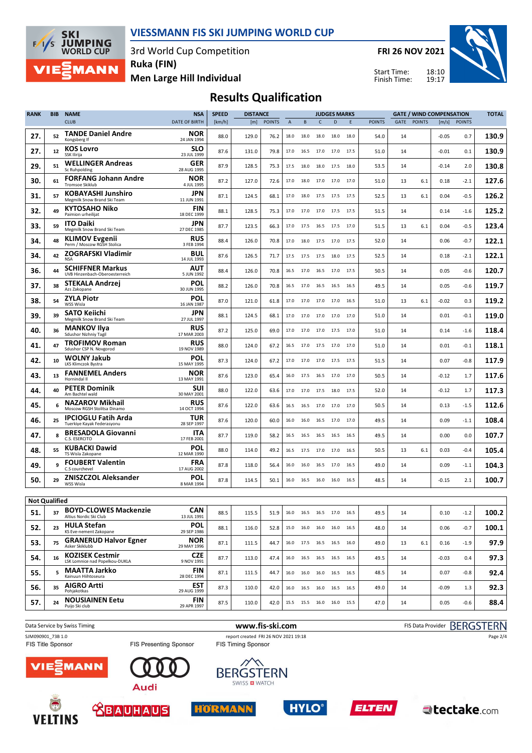# VIESSMANN FIS SKI JUMPING WORLD CUP

3rd World Cup Competition
Ruka (FIN)
Men Large Hill Individual

FRI 26 NOV 2021

Start Time: 18:10
Finish Time: 19:17

## Results Qualification

| RANK | BIB | NAME / CLUB | NSA / DATE OF BIRTH | SPEED [km/h] | DISTANCE [m] | DISTANCE POINTS | A | B | C | D | E | JUDGES POINTS | GATE | GATE POINTS | WIND [m/s] | WIND POINTS | TOTAL |
|---|---|---|---|---|---|---|---|---|---|---|---|---|---|---|---|---|---|
| 27. | 52 | TANDE Daniel Andre / Kongsberg If | NOR / 24 JAN 1994 | 88.0 | 129.0 | 76.2 | 18.0 | 18.0 | 18.0 | 18.0 | 18.0 | 54.0 | 14 | | -0.05 | 0.7 | 130.9 |
| 27. | 12 | KOS Lovro / SSK Ilirija | SLO / 23 JUL 1999 | 87.6 | 131.0 | 79.8 | 17.0 | 16.5 | 17.0 | 17.0 | 17.5 | 51.0 | 14 | | -0.01 | 0.1 | 130.9 |
| 29. | 51 | WELLINGER Andreas / Sc Ruhpolding | GER / 28 AUG 1995 | 87.9 | 128.5 | 75.3 | 17.5 | 18.0 | 18.0 | 17.5 | 18.0 | 53.5 | 14 | | -0.14 | 2.0 | 130.8 |
| 30. | 61 | FORFANG Johann Andre / Tromsoe Skiklub | NOR / 4 JUL 1995 | 87.2 | 127.0 | 72.6 | 17.0 | 18.0 | 17.0 | 17.0 | 17.0 | 51.0 | 13 | 6.1 | 0.18 | -2.1 | 127.6 |
| 31. | 57 | KOBAYASHI Junshiro / Megmilk Snow Brand Ski Team | JPN / 11 JUN 1991 | 87.1 | 124.5 | 68.1 | 17.0 | 18.0 | 17.5 | 17.5 | 17.5 | 52.5 | 13 | 6.1 | 0.04 | -0.5 | 126.2 |
| 32. | 49 | KYTOSAHO Niko / Paimion urheilijat | FIN / 18 DEC 1999 | 88.1 | 128.5 | 75.3 | 17.0 | 17.0 | 17.0 | 17.5 | 17.5 | 51.5 | 14 | | 0.14 | -1.6 | 125.2 |
| 33. | 59 | ITO Daiki / Megmilk Snow Brand Ski Team | JPN / 27 DEC 1985 | 87.7 | 123.5 | 66.3 | 17.0 | 17.5 | 16.5 | 17.5 | 17.0 | 51.5 | 13 | 6.1 | 0.04 | -0.5 | 123.4 |
| 34. | 48 | KLIMOV Evgenii / Perm / Moscow RGSH Stolica | RUS / 3 FEB 1994 | 88.4 | 126.0 | 70.8 | 17.0 | 18.0 | 17.5 | 17.0 | 17.5 | 52.0 | 14 | | 0.06 | -0.7 | 122.1 |
| 34. | 42 | ZOGRAFSKI Vladimir / NSA | BUL / 14 JUL 1993 | 87.6 | 126.5 | 71.7 | 17.5 | 17.5 | 17.5 | 18.0 | 17.5 | 52.5 | 14 | | 0.18 | -2.1 | 122.1 |
| 36. | 44 | SCHIFFNER Markus / UVB Hinzenbach-Oberoesterreich | AUT / 5 JUN 1992 | 88.4 | 126.0 | 70.8 | 16.5 | 17.0 | 16.5 | 17.0 | 17.5 | 50.5 | 14 | | 0.05 | -0.6 | 120.7 |
| 37. | 38 | STEKALA Andrzej / Azs Zakopane | POL / 30 JUN 1995 | 88.2 | 126.0 | 70.8 | 16.5 | 17.0 | 16.5 | 16.5 | 16.5 | 49.5 | 14 | | 0.05 | -0.6 | 119.7 |
| 38. | 54 | ZYLA Piotr / WSS Wisla | POL / 16 JAN 1987 | 87.0 | 121.0 | 61.8 | 17.0 | 17.0 | 17.0 | 17.0 | 16.5 | 51.0 | 13 | 6.1 | -0.02 | 0.3 | 119.2 |
| 39. | 39 | SATO Keiichi / Megmilk Snow Brand Ski Team | JPN / 27 JUL 1997 | 88.1 | 124.5 | 68.1 | 17.0 | 17.0 | 17.0 | 17.0 | 17.0 | 51.0 | 14 | | 0.01 | -0.1 | 119.0 |
| 40. | 36 | MANKOV Ilya / Sdushor Nizhniy Tagil | RUS / 17 MAR 2003 | 87.2 | 125.0 | 69.0 | 17.0 | 17.0 | 17.0 | 17.5 | 17.0 | 51.0 | 14 | | 0.14 | -1.6 | 118.4 |
| 41. | 47 | TROFIMOV Roman / Sdushor CSP N. Novgorod | RUS / 19 NOV 1989 | 88.0 | 124.0 | 67.2 | 16.5 | 17.0 | 17.5 | 17.0 | 17.0 | 51.0 | 14 | | 0.01 | -0.1 | 118.1 |
| 42. | 10 | WOLNY Jakub / LKS Klimczok Bystra | POL / 15 MAY 1995 | 87.3 | 124.0 | 67.2 | 17.0 | 17.0 | 17.0 | 17.5 | 17.5 | 51.5 | 14 | | 0.07 | -0.8 | 117.9 |
| 43. | 13 | FANNEMEL Anders / Hornindal Il | NOR / 13 MAY 1991 | 87.6 | 123.0 | 65.4 | 16.0 | 17.5 | 16.5 | 17.0 | 17.0 | 50.5 | 14 | | -0.12 | 1.7 | 117.6 |
| 44. | 40 | PETER Dominik / Am Bachtel wald | SUI / 30 MAY 2001 | 88.0 | 122.0 | 63.6 | 17.0 | 17.0 | 17.5 | 18.0 | 17.5 | 52.0 | 14 | | -0.12 | 1.7 | 117.3 |
| 45. | 6 | NAZAROV Mikhail / Moscow RGSH Stolitsa Dinamo | RUS / 14 OCT 1994 | 87.6 | 122.0 | 63.6 | 16.5 | 16.5 | 17.0 | 17.0 | 17.0 | 50.5 | 14 | | 0.13 | -1.5 | 112.6 |
| 46. | 25 | IPCIOGLU Fatih Arda / Tuerkiye Kayak Federasyonu | TUR / 28 SEP 1997 | 87.6 | 120.0 | 60.0 | 16.0 | 16.0 | 16.5 | 17.0 | 17.0 | 49.5 | 14 | | 0.09 | -1.1 | 108.4 |
| 47. | 8 | BRESADOLA Giovanni / C.S. ESERCITO | ITA / 17 FEB 2001 | 87.7 | 119.0 | 58.2 | 16.5 | 16.5 | 16.5 | 16.5 | 16.5 | 49.5 | 14 | | 0.00 | 0.0 | 107.7 |
| 48. | 55 | KUBACKI Dawid / TS Wisla Zakopane | POL / 12 MAR 1990 | 88.0 | 114.0 | 49.2 | 16.5 | 17.5 | 17.0 | 17.0 | 16.5 | 50.5 | 13 | 6.1 | 0.03 | -0.4 | 105.4 |
| 49. | 9 | FOUBERT Valentin / C.S courchevel | FRA / 17 AUG 2002 | 87.8 | 118.0 | 56.4 | 16.0 | 16.0 | 16.5 | 17.0 | 16.5 | 49.0 | 14 | | 0.09 | -1.1 | 104.3 |
| 50. | 29 | ZNISZCZOL Aleksander / WSS Wisla | POL / 8 MAR 1994 | 87.8 | 114.5 | 50.1 | 16.0 | 16.5 | 16.0 | 16.0 | 16.5 | 48.5 | 14 | | -0.15 | 2.1 | 100.7 |

**Not Qualified**

| RANK | BIB | NAME / CLUB | NSA / DATE OF BIRTH | SPEED [km/h] | DISTANCE [m] | DISTANCE POINTS | A | B | C | D | E | JUDGES POINTS | GATE | GATE POINTS | WIND [m/s] | WIND POINTS | TOTAL |
|---|---|---|---|---|---|---|---|---|---|---|---|---|---|---|---|---|---|
| 51. | 37 | BOYD-CLOWES Mackenzie / Altius Nordic Ski Club | CAN / 13 JUL 1991 | 88.5 | 115.5 | 51.9 | 16.0 | 16.5 | 16.5 | 17.0 | 16.5 | 49.5 | 14 | | 0.10 | -1.2 | 100.2 |
| 52. | 23 | HULA Stefan / KS Eve-nement Zakopane | POL / 29 SEP 1986 | 88.1 | 116.0 | 52.8 | 15.0 | 16.0 | 16.0 | 16.0 | 16.5 | 48.0 | 14 | | 0.06 | -0.7 | 100.1 |
| 53. | 75 | GRANERUD Halvor Egner / Asker Skiklubb | NOR / 29 MAY 1996 | 87.1 | 111.5 | 44.7 | 16.0 | 17.5 | 16.5 | 16.5 | 16.0 | 49.0 | 13 | 6.1 | 0.16 | -1.9 | 97.9 |
| 54. | 16 | KOZISEK Cestmir / LSK Lomnice nad Popelkou-DUKLA | CZE / 9 NOV 1991 | 87.7 | 113.0 | 47.4 | 16.0 | 16.5 | 16.5 | 16.5 | 16.5 | 49.5 | 14 | | -0.03 | 0.4 | 97.3 |
| 55. | 5 | MAATTA Jarkko / Kainuun Hiihtoseura | FIN / 28 DEC 1994 | 87.1 | 111.5 | 44.7 | 16.0 | 16.0 | 16.0 | 16.5 | 16.5 | 48.5 | 14 | | 0.07 | -0.8 | 92.4 |
| 56. | 35 | AIGRO Artti / Pohjakotkas | EST / 29 AUG 1999 | 87.3 | 110.0 | 42.0 | 16.0 | 16.5 | 16.0 | 16.5 | 16.5 | 49.0 | 14 | | -0.09 | 1.3 | 92.3 |
| 57. | 24 | NOUSIAINEN Eetu / Puijo Ski club | FIN / 29 APR 1997 | 87.5 | 110.0 | 42.0 | 15.5 | 15.5 | 16.0 | 16.0 | 15.5 | 47.0 | 14 | | 0.05 | -0.6 | 88.4 |

Data Service by Swiss Timing | www.fis-ski.com | FIS Data Provider BERGSTERN

SJM090901_73B 1.0 | report created FRI 26 NOV 2021 19:18

FIS Title Sponsor | FIS Presenting Sponsor | FIS Timing Sponsor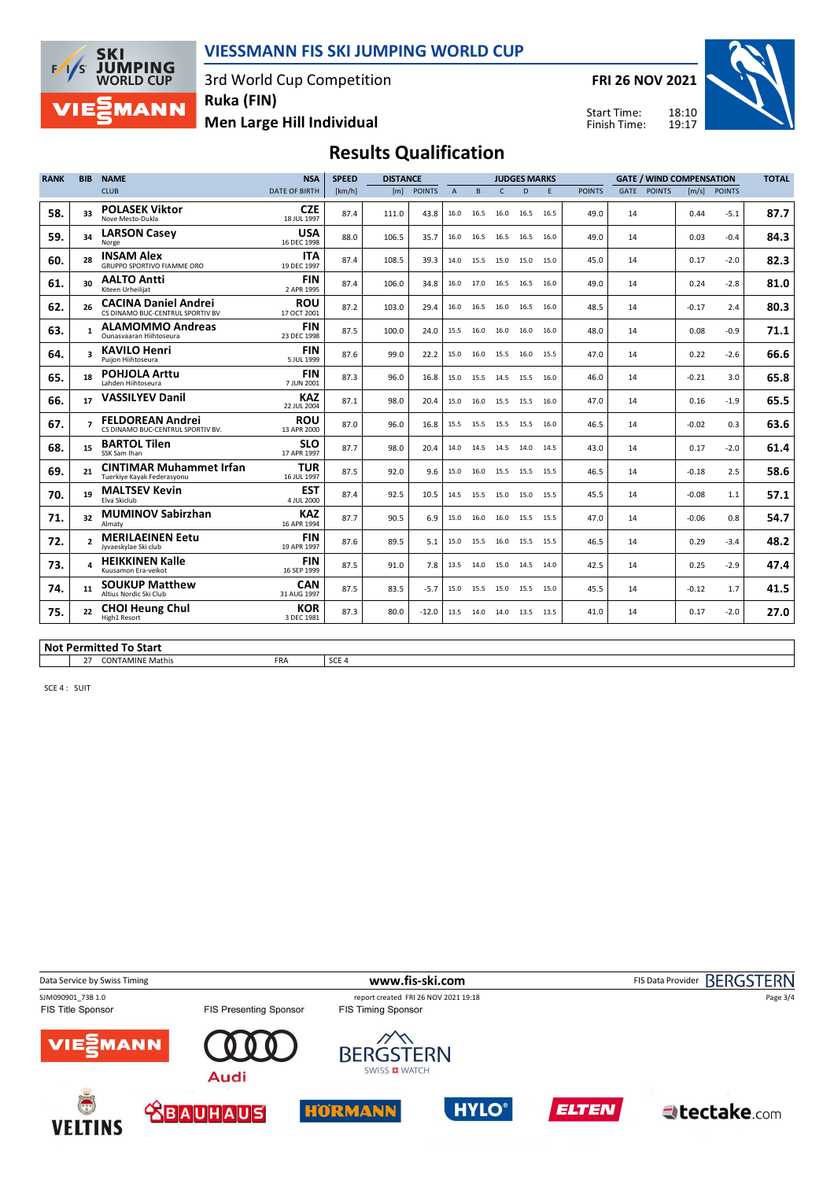# VIESSMANN FIS SKI JUMPING WORLD CUP

3rd World Cup Competition
Ruka (FIN)
Men Large Hill Individual

FRI 26 NOV 2021
Start Time: 18:10
Finish Time: 19:17

## Results Qualification

| RANK | BIB | NAME / CLUB | NSA / DATE OF BIRTH | SPEED [km/h] | DISTANCE [m] | DISTANCE POINTS | A | B | C | D | E | JUDGES POINTS | GATE | GATE POINTS | WIND [m/s] | WIND POINTS | TOTAL |
|---|---|---|---|---|---|---|---|---|---|---|---|---|---|---|---|---|---|
| 58. | 33 | **POLASEK Viktor** Nove Mesto-Dukla | CZE 18 JUL 1997 | 87.4 | 111.0 | 43.8 | 16.0 | 16.5 | 16.0 | 16.5 | 16.5 | 49.0 | 14 | | 0.44 | -5.1 | 87.7 |
| 59. | 34 | **LARSON Casey** Norge | USA 16 DEC 1998 | 88.0 | 106.5 | 35.7 | 16.0 | 16.5 | 16.5 | 16.5 | 16.0 | 49.0 | 14 | | 0.03 | -0.4 | 84.3 |
| 60. | 28 | **INSAM Alex** GRUPPO SPORTIVO FIAMME ORO | ITA 19 DEC 1997 | 87.4 | 108.5 | 39.3 | 14.0 | 15.5 | 15.0 | 15.0 | 15.0 | 45.0 | 14 | | 0.17 | -2.0 | 82.3 |
| 61. | 30 | **AALTO Antti** Kiteen Urheilijat | FIN 2 APR 1995 | 87.4 | 106.0 | 34.8 | 16.0 | 17.0 | 16.5 | 16.5 | 16.0 | 49.0 | 14 | | 0.24 | -2.8 | 81.0 |
| 62. | 26 | **CACINA Daniel Andrei** CS DINAMO BUC-CENTRUL SPORTIV BV | ROU 17 OCT 2001 | 87.2 | 103.0 | 29.4 | 16.0 | 16.5 | 16.0 | 16.5 | 16.0 | 48.5 | 14 | | -0.17 | 2.4 | 80.3 |
| 63. | 1 | **ALAMOMMO Andreas** Ounasvaaran Hiihtoseura | FIN 23 DEC 1998 | 87.5 | 100.0 | 24.0 | 15.5 | 16.0 | 16.0 | 16.0 | 16.0 | 48.0 | 14 | | 0.08 | -0.9 | 71.1 |
| 64. | 3 | **KAVILO Henri** Puijon Hiihtoseura | FIN 5 JUL 1999 | 87.6 | 99.0 | 22.2 | 15.0 | 16.0 | 15.5 | 16.0 | 15.5 | 47.0 | 14 | | 0.22 | -2.6 | 66.6 |
| 65. | 18 | **POHJOLA Arttu** Lahden Hiihtoseura | FIN 7 JUN 2001 | 87.3 | 96.0 | 16.8 | 15.0 | 15.5 | 14.5 | 15.5 | 16.0 | 46.0 | 14 | | -0.21 | 3.0 | 65.8 |
| 66. | 17 | **VASSILYEV Danil** | KAZ 22 JUL 2004 | 87.1 | 98.0 | 20.4 | 15.0 | 16.0 | 15.5 | 15.5 | 16.0 | 47.0 | 14 | | 0.16 | -1.9 | 65.5 |
| 67. | 7 | **FELDOREAN Andrei** CS DINAMO BUC-CENTRUL SPORTIV BV. | ROU 13 APR 2000 | 87.0 | 96.0 | 16.8 | 15.5 | 15.5 | 15.5 | 15.5 | 16.0 | 46.5 | 14 | | -0.02 | 0.3 | 63.6 |
| 68. | 15 | **BARTOL Tilen** SSK Sam Ihan | SLO 17 APR 1997 | 87.7 | 98.0 | 20.4 | 14.0 | 14.5 | 14.5 | 14.0 | 14.5 | 43.0 | 14 | | 0.17 | -2.0 | 61.4 |
| 69. | 21 | **CINTIMAR Muhammet Irfan** Tuerkiye Kayak Federasyonu | TUR 16 JUL 1997 | 87.5 | 92.0 | 9.6 | 15.0 | 16.0 | 15.5 | 15.5 | 15.5 | 46.5 | 14 | | -0.18 | 2.5 | 58.6 |
| 70. | 19 | **MALTSEV Kevin** Elva Skiclub | EST 4 JUL 2000 | 87.4 | 92.5 | 10.5 | 14.5 | 15.5 | 15.0 | 15.0 | 15.5 | 45.5 | 14 | | -0.08 | 1.1 | 57.1 |
| 71. | 32 | **MUMINOV Sabirzhan** Almaty | KAZ 16 APR 1994 | 87.7 | 90.5 | 6.9 | 15.0 | 16.0 | 16.0 | 15.5 | 15.5 | 47.0 | 14 | | -0.06 | 0.8 | 54.7 |
| 72. | 2 | **MERILAEINEN Eetu** Jyvaeskylae Ski club | FIN 19 APR 1997 | 87.6 | 89.5 | 5.1 | 15.0 | 15.5 | 16.0 | 15.5 | 15.5 | 46.5 | 14 | | 0.29 | -3.4 | 48.2 |
| 73. | 4 | **HEIKKINEN Kalle** Kuusamon Era-veikot | FIN 16 SEP 1999 | 87.5 | 91.0 | 7.8 | 13.5 | 14.0 | 15.0 | 14.5 | 14.0 | 42.5 | 14 | | 0.25 | -2.9 | 47.4 |
| 74. | 11 | **SOUKUP Matthew** Altius Nordic Ski Club | CAN 31 AUG 1997 | 87.5 | 83.5 | -5.7 | 15.0 | 15.5 | 15.0 | 15.5 | 15.0 | 45.5 | 14 | | -0.12 | 1.7 | 41.5 |
| 75. | 22 | **CHOI Heung Chul** High1 Resort | KOR 3 DEC 1981 | 87.3 | 80.0 | -12.0 | 13.5 | 14.0 | 14.0 | 13.5 | 13.5 | 41.0 | 14 | | 0.17 | -2.0 | 27.0 |

**Not Permitted To Start**

| BIB | NAME | NSA | REASON |
|---|---|---|---|
| 27 | CONTAMINE Mathis | FRA | SCE 4 |

SCE 4 : SUIT

Data Service by Swiss Timing — www.fis-ski.com — FIS Data Provider BERGSTERN

SJM090901_73B 1.0 — report created FRI 26 NOV 2021 19:18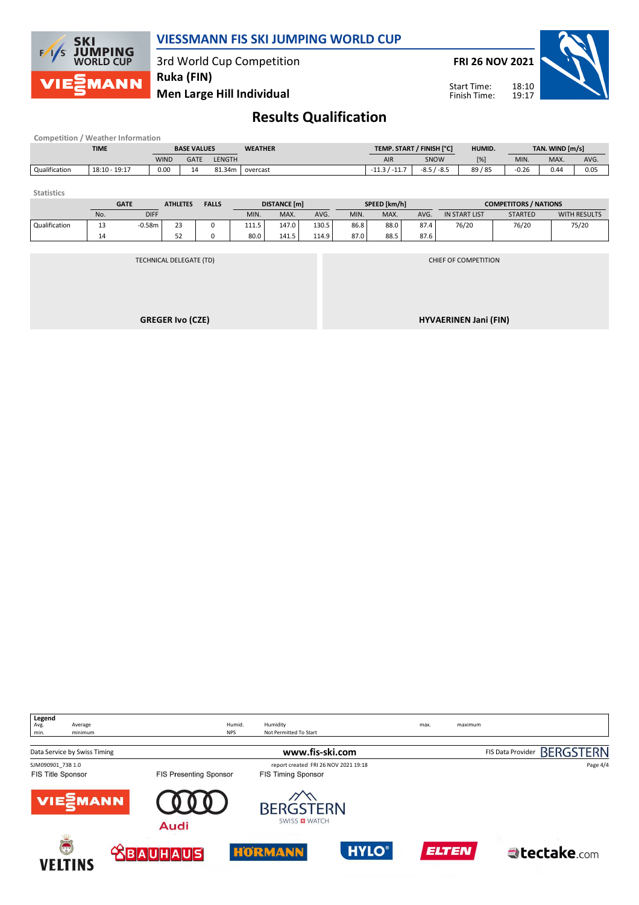# VIESSMANN FIS SKI JUMPING WORLD CUP

3rd World Cup Competition
**Ruka (FIN)**
**Men Large Hill Individual**

**FRI 26 NOV 2021**

Start Time: 18:10
Finish Time: 19:17

## Results Qualification

Competition / Weather Information

| | TIME | BASE VALUES | | | WEATHER | TEMP. START / FINISH [°C] | | HUMID. | TAN. WIND [m/s] | | |
|---|---|---|---|---|---|---|---|---|---|---|---|
| | | WIND | GATE | LENGTH | | AIR | SNOW | [%] | MIN. | MAX. | AVG. |
| Qualification | 18:10 - 19:17 | 0.00 | 14 | 81.34m | overcast | -11.3 / -11.7 | -8.5 / -8.5 | 89 / 85 | -0.26 | 0.44 | 0.05 |

Statistics

| | GATE | | ATHLETES | FALLS | DISTANCE [m] | | | SPEED [km/h] | | | COMPETITORS / NATIONS | | |
|---|---|---|---|---|---|---|---|---|---|---|---|---|---|
| | No. | DIFF | | | MIN. | MAX. | AVG. | MIN. | MAX. | AVG. | IN START LIST | STARTED | WITH RESULTS |
| Qualification | 13 | -0.58m | 23 | 0 | 111.5 | 147.0 | 130.5 | 86.8 | 88.0 | 87.4 | 76/20 | 76/20 | 75/20 |
| | 14 | | 52 | 0 | 80.0 | 141.5 | 114.9 | 87.0 | 88.5 | 87.6 | | | |

TECHNICAL DELEGATE (TD)

**GREGER Ivo (CZE)**

CHIEF OF COMPETITION

**HYVAERINEN Jani (FIN)**

**Legend**
Avg. Average
min. minimum
Humid. Humidity
NPS Not Permitted To Start
max. maximum

Data Service by Swiss Timing
www.fis-ski.com
FIS Data Provider BERGSTERN
SJM090901_73B 1.0
report created FRI 26 NOV 2021 19:18
FIS Title Sponsor
FIS Presenting Sponsor
FIS Timing Sponsor